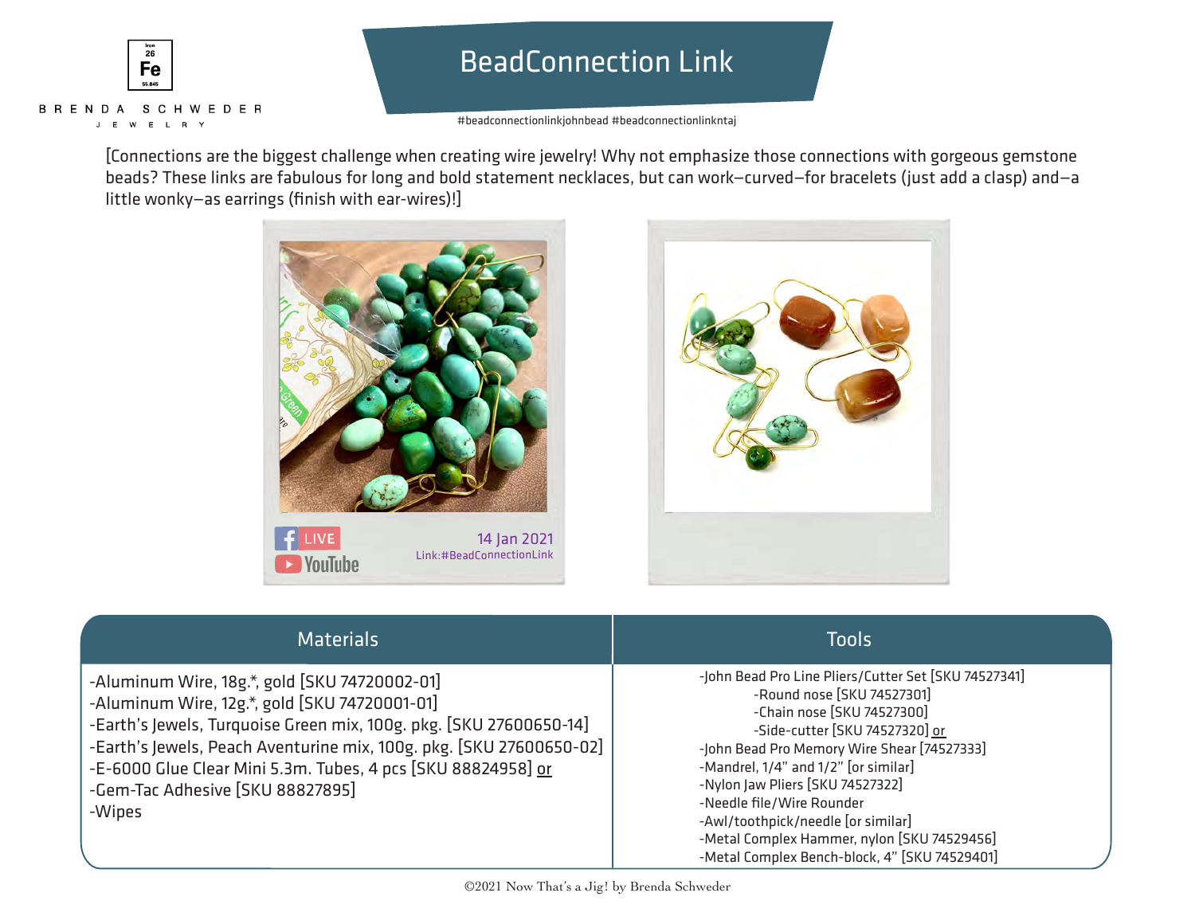BRENDA SCHWEDER JEWELRY

# BeadConnection Link

#beadconnectionlinkjohnbead #beadconnectionlinkntaj

[Connections are the biggest challenge when creating wire jewelry! Why not emphasize those connections with gorgeous gemstone beads? These links are fabulous for long and bold statement necklaces, but can work—curved—for bracelets (just add a clasp) and—a little wonky—as earrings (finish with ear-wires)!]

LIVE YouTube 14 Jan 2021 Link:#BeadConnectionLink

| Materials | Tools |
| --- | --- |
| -Aluminum Wire, 18g.*, gold [SKU 74720002-01]<br>-Aluminum Wire, 12g.*, gold [SKU 74720001-01]<br>-Earth's Jewels, Turquoise Green mix, 100g. pkg. [SKU 27600650-14]<br>-Earth's Jewels, Peach Aventurine mix, 100g. pkg. [SKU 27600650-02]<br>-E-6000 Glue Clear Mini 5.3m. Tubes, 4 pcs [SKU 88824958] or<br>-Gem-Tac Adhesive [SKU 88827895]<br>-Wipes | -John Bead Pro Line Pliers/Cutter Set [SKU 74527341]<br>-Round nose [SKU 74527301]<br>-Chain nose [SKU 74527300]<br>-Side-cutter [SKU 74527320] or<br>-John Bead Pro Memory Wire Shear [74527333]<br>-Mandrel, 1/4" and 1/2" [or similar]<br>-Nylon Jaw Pliers [SKU 74527322]<br>-Needle file/Wire Rounder<br>-Awl/toothpick/needle [or similar]<br>-Metal Complex Hammer, nylon [SKU 74529456]<br>-Metal Complex Bench-block, 4" [SKU 74529401] |

©2021 Now That's a Jig! by Brenda Schweder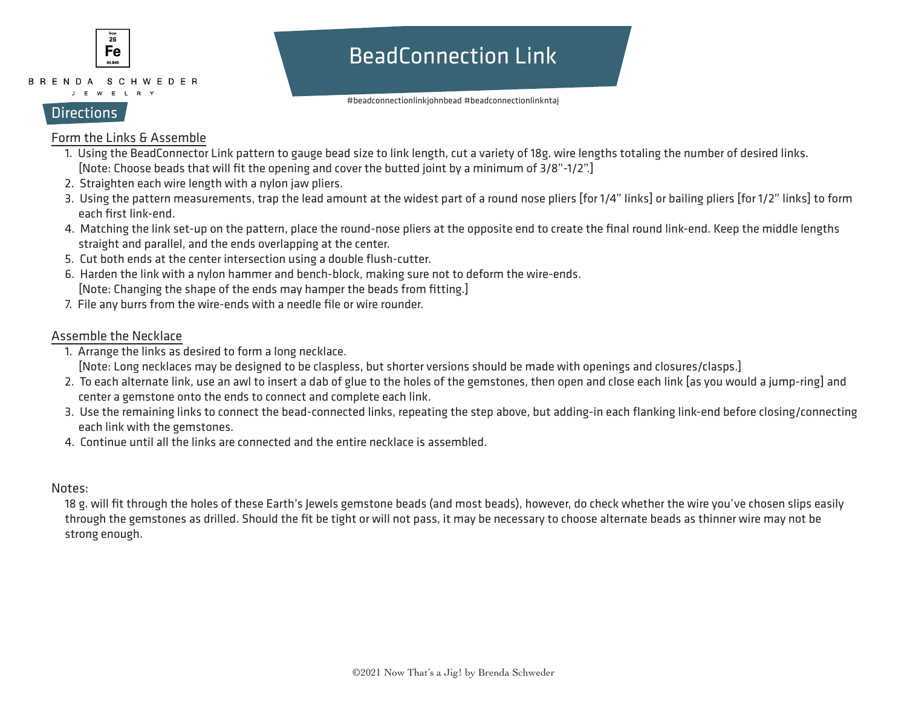Iron
26
Fe
55.845

BRENDA SCHWEDER
JEWELRY

# BeadConnection Link

#beadconnectionlinkjohnbead #beadconnectionlinkntaj

## Directions

### Form the Links & Assemble

1. Using the BeadConnector Link pattern to gauge bead size to link length, cut a variety of 18g. wire lengths totaling the number of desired links.
   [Note: Choose beads that will fit the opening and cover the butted joint by a minimum of 3/8"-1/2".]
2. Straighten each wire length with a nylon jaw pliers.
3. Using the pattern measurements, trap the lead amount at the widest part of a round nose pliers [for 1/4" links] or bailing pliers [for 1/2" links] to form each first link-end.
4. Matching the link set-up on the pattern, place the round-nose pliers at the opposite end to create the final round link-end. Keep the middle lengths straight and parallel, and the ends overlapping at the center.
5. Cut both ends at the center intersection using a double flush-cutter.
6. Harden the link with a nylon hammer and bench-block, making sure not to deform the wire-ends.
   [Note: Changing the shape of the ends may hamper the beads from fitting.]
7. File any burrs from the wire-ends with a needle file or wire rounder.

### Assemble the Necklace

1. Arrange the links as desired to form a long necklace.
   [Note: Long necklaces may be designed to be claspless, but shorter versions should be made with openings and closures/clasps.]
2. To each alternate link, use an awl to insert a dab of glue to the holes of the gemstones, then open and close each link [as you would a jump-ring] and center a gemstone onto the ends to connect and complete each link.
3. Use the remaining links to connect the bead-connected links, repeating the step above, but adding-in each flanking link-end before closing/connecting each link with the gemstones.
4. Continue until all the links are connected and the entire necklace is assembled.

Notes:

18 g. will fit through the holes of these Earth's Jewels gemstone beads (and most beads), however, do check whether the wire you've chosen slips easily through the gemstones as drilled. Should the fit be tight or will not pass, it may be necessary to choose alternate beads as thinner wire may not be strong enough.

©2021 Now That's a Jig! by Brenda Schweder